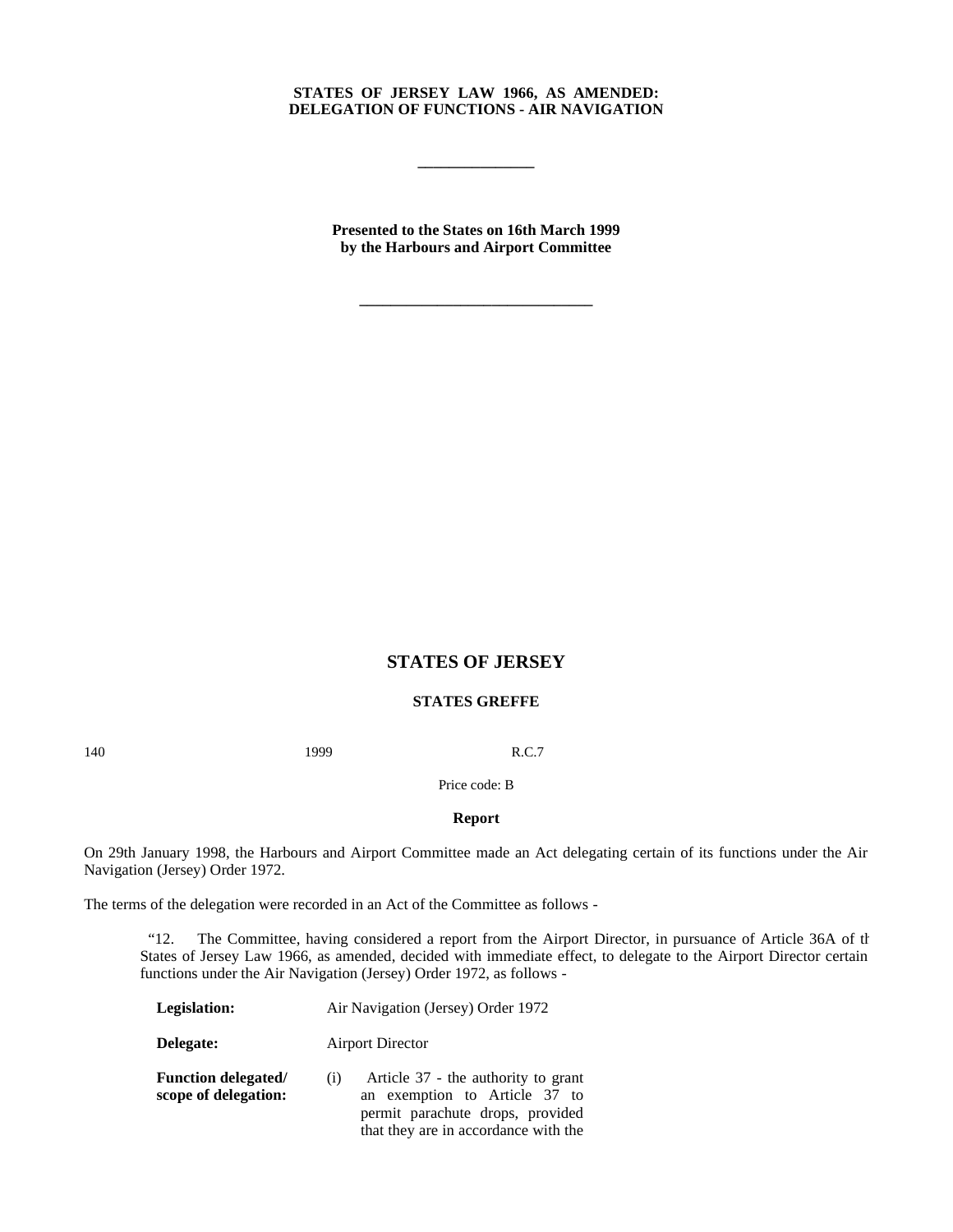**STATES OF JERSEY LAW 1966, AS AMENDED: DELEGATION OF FUNCTIONS - AIR NAVIGATION**

---

**Presented to the States on 16th March 1999 by the Harbours and Airport Committee**

---

## STATES OF JERSEY

### STATES GREFFE

140 1999 R.C.7

Price code: B

### Report

On 29th January 1998, the Harbours and Airport Committee made an Act delegating certain of its functions under the Air Navigation (Jersey) Order 1972.

The terms of the delegation were recorded in an Act of the Committee as follows -

> "12. The Committee, having considered a report from the Airport Director, in pursuance of Article 36A of th States of Jersey Law 1966, as amended, decided with immediate effect, to delegate to the Airport Director certain functions under the Air Navigation (Jersey) Order 1972, as follows -

| | |
|---|---|
| **Legislation:** | Air Navigation (Jersey) Order 1972 |
| **Delegate:** | Airport Director |
| **Function delegated/ scope of delegation:** | (i) Article 37 - the authority to grant an exemption to Article 37 to permit parachute drops, provided that they are in accordance with the |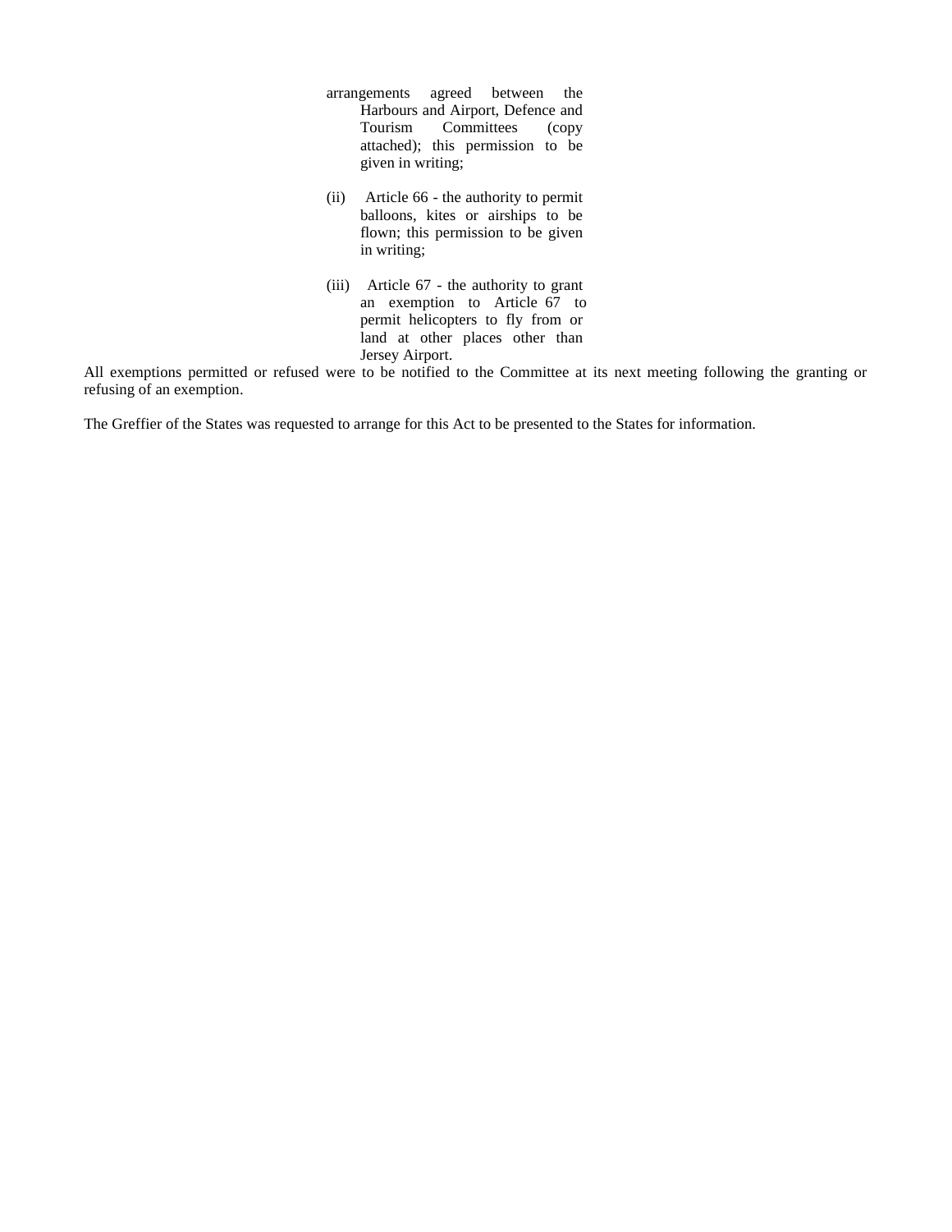arrangements agreed between the Harbours and Airport, Defence and Tourism Committees (copy attached); this permission to be given in writing;

(ii) Article 66 - the authority to permit balloons, kites or airships to be flown; this permission to be given in writing;

(iii) Article 67 - the authority to grant an exemption to Article 67 to permit helicopters to fly from or land at other places other than Jersey Airport.

All exemptions permitted or refused were to be notified to the Committee at its next meeting following the granting or refusing of an exemption.

The Greffier of the States was requested to arrange for this Act to be presented to the States for information.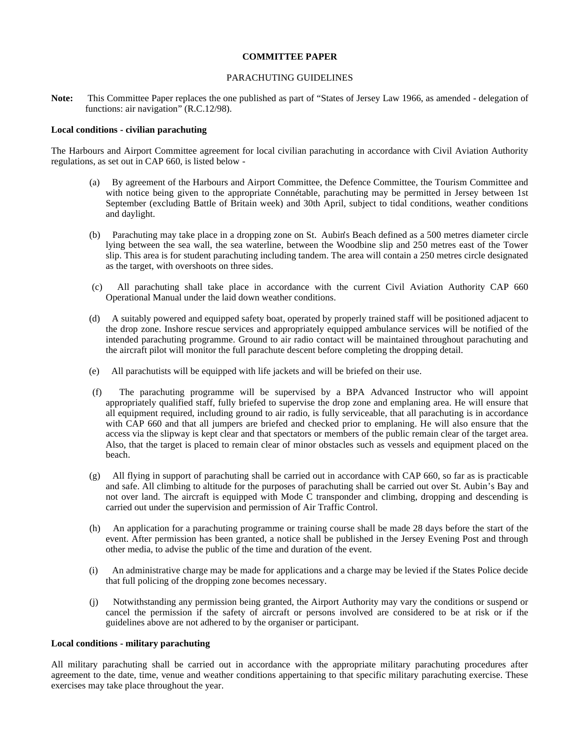**COMMITTEE PAPER**

PARACHUTING GUIDELINES

**Note:** This Committee Paper replaces the one published as part of "States of Jersey Law 1966, as amended - delegation of functions: air navigation" (R.C.12/98).

**Local conditions - civilian parachuting**

The Harbours and Airport Committee agreement for local civilian parachuting in accordance with Civil Aviation Authority regulations, as set out in CAP 660, is listed below -

(a) By agreement of the Harbours and Airport Committee, the Defence Committee, the Tourism Committee and with notice being given to the appropriate Connétable, parachuting may be permitted in Jersey between 1st September (excluding Battle of Britain week) and 30th April, subject to tidal conditions, weather conditions and daylight.

(b) Parachuting may take place in a dropping zone on St. Aubin's Beach defined as a 500 metres diameter circle lying between the sea wall, the sea waterline, between the Woodbine slip and 250 metres east of the Tower slip. This area is for student parachuting including tandem. The area will contain a 250 metres circle designated as the target, with overshoots on three sides.

(c) All parachuting shall take place in accordance with the current Civil Aviation Authority CAP 660 Operational Manual under the laid down weather conditions.

(d) A suitably powered and equipped safety boat, operated by properly trained staff will be positioned adjacent to the drop zone. Inshore rescue services and appropriately equipped ambulance services will be notified of the intended parachuting programme. Ground to air radio contact will be maintained throughout parachuting and the aircraft pilot will monitor the full parachute descent before completing the dropping detail.

(e) All parachutists will be equipped with life jackets and will be briefed on their use.

(f) The parachuting programme will be supervised by a BPA Advanced Instructor who will appoint appropriately qualified staff, fully briefed to supervise the drop zone and emplaning area. He will ensure that all equipment required, including ground to air radio, is fully serviceable, that all parachuting is in accordance with CAP 660 and that all jumpers are briefed and checked prior to emplaning. He will also ensure that the access via the slipway is kept clear and that spectators or members of the public remain clear of the target area. Also, that the target is placed to remain clear of minor obstacles such as vessels and equipment placed on the beach.

(g) All flying in support of parachuting shall be carried out in accordance with CAP 660, so far as is practicable and safe. All climbing to altitude for the purposes of parachuting shall be carried out over St. Aubin's Bay and not over land. The aircraft is equipped with Mode C transponder and climbing, dropping and descending is carried out under the supervision and permission of Air Traffic Control.

(h) An application for a parachuting programme or training course shall be made 28 days before the start of the event. After permission has been granted, a notice shall be published in the Jersey Evening Post and through other media, to advise the public of the time and duration of the event.

(i) An administrative charge may be made for applications and a charge may be levied if the States Police decide that full policing of the dropping zone becomes necessary.

(j) Notwithstanding any permission being granted, the Airport Authority may vary the conditions or suspend or cancel the permission if the safety of aircraft or persons involved are considered to be at risk or if the guidelines above are not adhered to by the organiser or participant.

**Local conditions - military parachuting**

All military parachuting shall be carried out in accordance with the appropriate military parachuting procedures after agreement to the date, time, venue and weather conditions appertaining to that specific military parachuting exercise. These exercises may take place throughout the year.